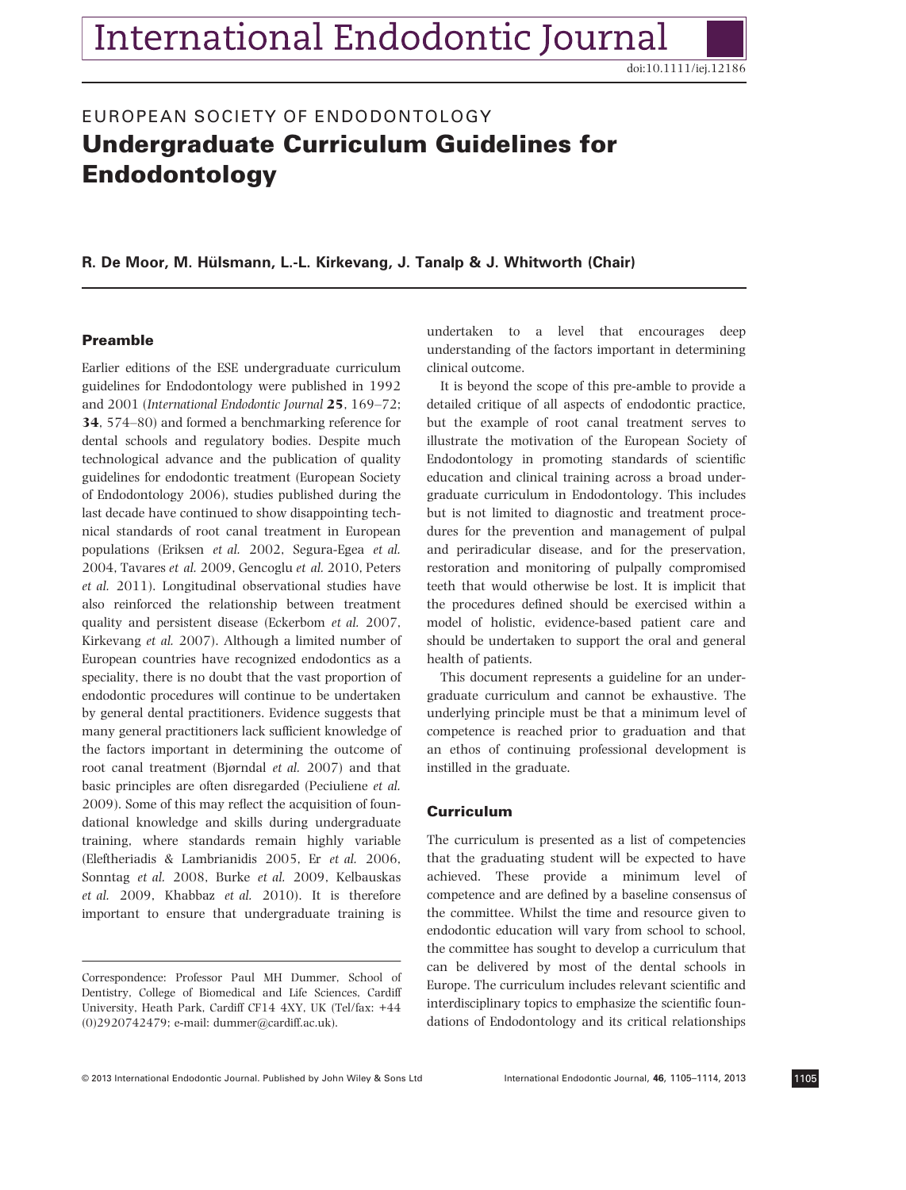# EUROPEAN SOCIETY OF ENDODONTOLOGY

# Undergraduate Curriculum Guidelines for Endodontology

**R. De Moor, M. Hülsmann, L.-L. Kirkevang, J. Tanalp & J. Whitworth (Chair)**

## Preamble

Earlier editions of the ESE undergraduate curriculum guidelines for Endodontology were published in 1992 and 2001 (*International Endodontic Journal* **25**, 169–72; **34**, 574–80) and formed a benchmarking reference for dental schools and regulatory bodies. Despite much technological advance and the publication of quality guidelines for endodontic treatment (European Society of Endodontology 2006), studies published during the last decade have continued to show disappointing technical standards of root canal treatment in European populations (Eriksen *et al.* 2002, Segura-Egea *et al.* 2004, Tavares *et al.* 2009, Gencoglu *et al.* 2010, Peters *et al.* 2011). Longitudinal observational studies have also reinforced the relationship between treatment quality and persistent disease (Eckerbom *et al.* 2007, Kirkevang *et al.* 2007). Although a limited number of European countries have recognized endodontics as a speciality, there is no doubt that the vast proportion of endodontic procedures will continue to be undertaken by general dental practitioners. Evidence suggests that many general practitioners lack sufficient knowledge of the factors important in determining the outcome of root canal treatment (Bjørndal *et al.* 2007) and that basic principles are often disregarded (Peciuliene *et al.* 2009). Some of this may reflect the acquisition of foundational knowledge and skills during undergraduate training, where standards remain highly variable (Eleftheriadis & Lambrianidis 2005, Er *et al.* 2006, Sonntag *et al.* 2008, Burke *et al.* 2009, Kelbauskas *et al.* 2009, Khabbaz *et al.* 2010). It is therefore important to ensure that undergraduate training is undertaken to a level that encourages deep understanding of the factors important in determining clinical outcome.

It is beyond the scope of this pre-amble to provide a detailed critique of all aspects of endodontic practice, but the example of root canal treatment serves to illustrate the motivation of the European Society of Endodontology in promoting standards of scientific education and clinical training across a broad undergraduate curriculum in Endodontology. This includes but is not limited to diagnostic and treatment procedures for the prevention and management of pulpal and periradicular disease, and for the preservation, restoration and monitoring of pulpally compromised teeth that would otherwise be lost. It is implicit that the procedures defined should be exercised within a model of holistic, evidence-based patient care and should be undertaken to support the oral and general health of patients.

This document represents a guideline for an undergraduate curriculum and cannot be exhaustive. The underlying principle must be that a minimum level of competence is reached prior to graduation and that an ethos of continuing professional development is instilled in the graduate.

## Curriculum

The curriculum is presented as a list of competencies that the graduating student will be expected to have achieved. These provide a minimum level of competence and are defined by a baseline consensus of the committee. Whilst the time and resource given to endodontic education will vary from school to school, the committee has sought to develop a curriculum that can be delivered by most of the dental schools in Europe. The curriculum includes relevant scientific and interdisciplinary topics to emphasize the scientific foundations of Endodontology and its critical relationships

---

Correspondence: Professor Paul MH Dummer, School of Dentistry, College of Biomedical and Life Sciences, Cardiff University, Heath Park, Cardiff CF14 4XY, UK (Tel/fax: +44 (0)2920742479; e-mail: dummer@cardiff.ac.uk).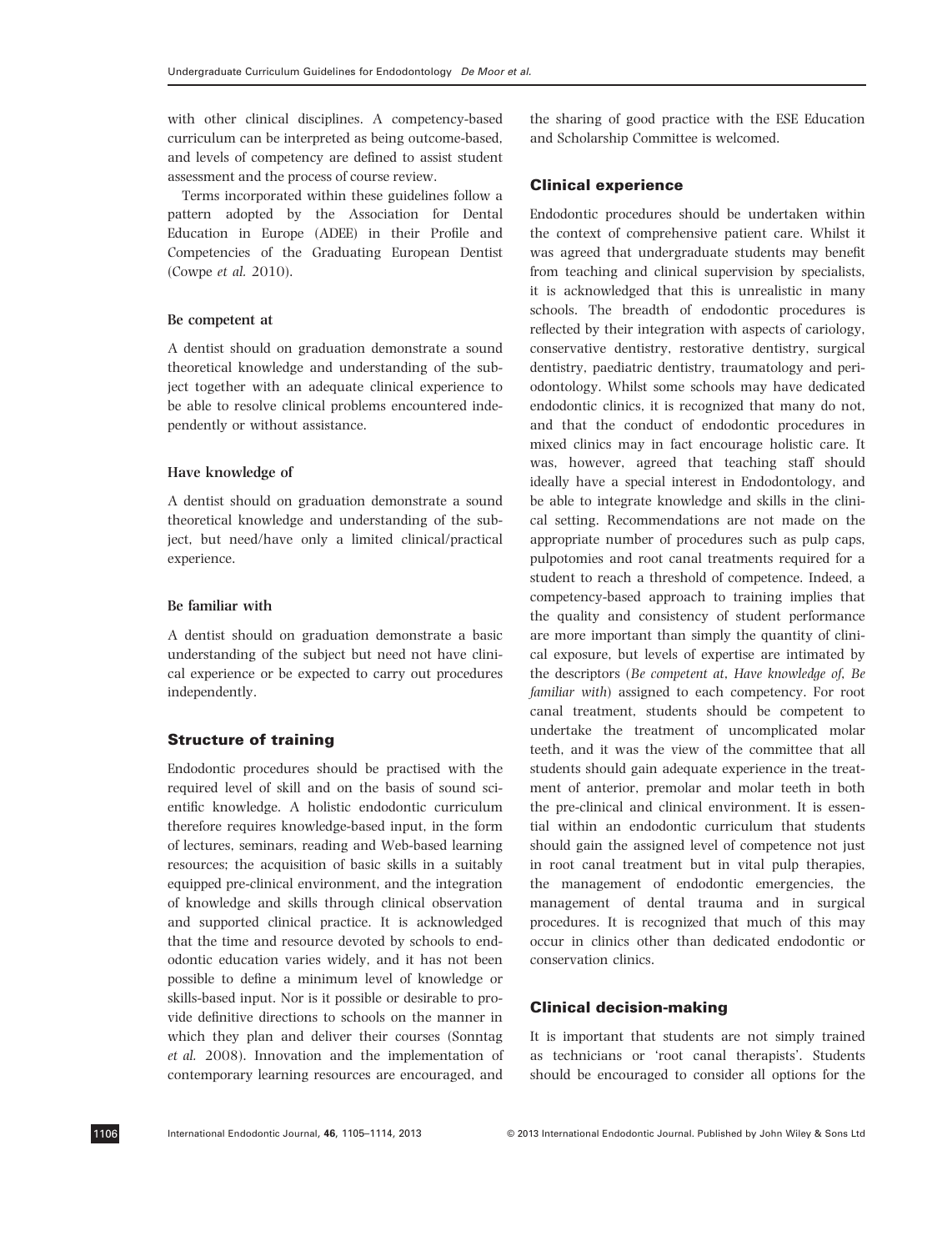with other clinical disciplines. A competency-based curriculum can be interpreted as being outcome-based, and levels of competency are defined to assist student assessment and the process of course review.

Terms incorporated within these guidelines follow a pattern adopted by the Association for Dental Education in Europe (ADEE) in their Profile and Competencies of the Graduating European Dentist (Cowpe *et al.* 2010).

#### Be competent at

A dentist should on graduation demonstrate a sound theoretical knowledge and understanding of the subject together with an adequate clinical experience to be able to resolve clinical problems encountered independently or without assistance.

#### Have knowledge of

A dentist should on graduation demonstrate a sound theoretical knowledge and understanding of the subject, but need/have only a limited clinical/practical experience.

#### Be familiar with

A dentist should on graduation demonstrate a basic understanding of the subject but need not have clinical experience or be expected to carry out procedures independently.

## Structure of training

Endodontic procedures should be practised with the required level of skill and on the basis of sound scientific knowledge. A holistic endodontic curriculum therefore requires knowledge-based input, in the form of lectures, seminars, reading and Web-based learning resources; the acquisition of basic skills in a suitably equipped pre-clinical environment, and the integration of knowledge and skills through clinical observation and supported clinical practice. It is acknowledged that the time and resource devoted by schools to endodontic education varies widely, and it has not been possible to define a minimum level of knowledge or skills-based input. Nor is it possible or desirable to provide definitive directions to schools on the manner in which they plan and deliver their courses (Sonntag *et al.* 2008). Innovation and the implementation of contemporary learning resources are encouraged, and the sharing of good practice with the ESE Education and Scholarship Committee is welcomed.

## Clinical experience

Endodontic procedures should be undertaken within the context of comprehensive patient care. Whilst it was agreed that undergraduate students may benefit from teaching and clinical supervision by specialists, it is acknowledged that this is unrealistic in many schools. The breadth of endodontic procedures is reflected by their integration with aspects of cariology, conservative dentistry, restorative dentistry, surgical dentistry, paediatric dentistry, traumatology and periodontology. Whilst some schools may have dedicated endodontic clinics, it is recognized that many do not, and that the conduct of endodontic procedures in mixed clinics may in fact encourage holistic care. It was, however, agreed that teaching staff should ideally have a special interest in Endodontology, and be able to integrate knowledge and skills in the clinical setting. Recommendations are not made on the appropriate number of procedures such as pulp caps, pulpotomies and root canal treatments required for a student to reach a threshold of competence. Indeed, a competency-based approach to training implies that the quality and consistency of student performance are more important than simply the quantity of clinical exposure, but levels of expertise are intimated by the descriptors (*Be competent at*, *Have knowledge of*, *Be familiar with*) assigned to each competency. For root canal treatment, students should be competent to undertake the treatment of uncomplicated molar teeth, and it was the view of the committee that all students should gain adequate experience in the treatment of anterior, premolar and molar teeth in both the pre-clinical and clinical environment. It is essential within an endodontic curriculum that students should gain the assigned level of competence not just in root canal treatment but in vital pulp therapies, the management of endodontic emergencies, the management of dental trauma and in surgical procedures. It is recognized that much of this may occur in clinics other than dedicated endodontic or conservation clinics.

## Clinical decision-making

It is important that students are not simply trained as technicians or 'root canal therapists'. Students should be encouraged to consider all options for the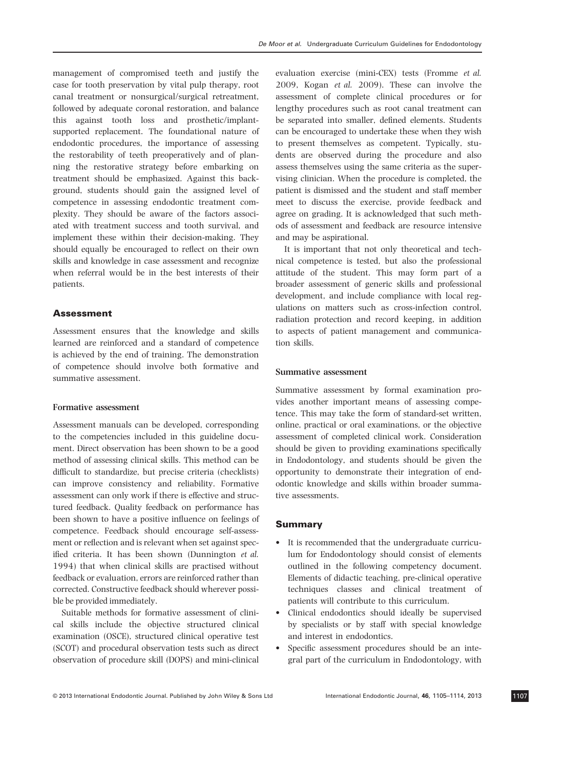management of compromised teeth and justify the case for tooth preservation by vital pulp therapy, root canal treatment or nonsurgical/surgical retreatment, followed by adequate coronal restoration, and balance this against tooth loss and prosthetic/implant-supported replacement. The foundational nature of endodontic procedures, the importance of assessing the restorability of teeth preoperatively and of planning the restorative strategy before embarking on treatment should be emphasized. Against this background, students should gain the assigned level of competence in assessing endodontic treatment complexity. They should be aware of the factors associated with treatment success and tooth survival, and implement these within their decision-making. They should equally be encouraged to reflect on their own skills and knowledge in case assessment and recognize when referral would be in the best interests of their patients.

## Assessment

Assessment ensures that the knowledge and skills learned are reinforced and a standard of competence is achieved by the end of training. The demonstration of competence should involve both formative and summative assessment.

### Formative assessment

Assessment manuals can be developed, corresponding to the competencies included in this guideline document. Direct observation has been shown to be a good method of assessing clinical skills. This method can be difficult to standardize, but precise criteria (checklists) can improve consistency and reliability. Formative assessment can only work if there is effective and structured feedback. Quality feedback on performance has been shown to have a positive influence on feelings of competence. Feedback should encourage self-assessment or reflection and is relevant when set against specified criteria. It has been shown (Dunnington *et al.* 1994) that when clinical skills are practised without feedback or evaluation, errors are reinforced rather than corrected. Constructive feedback should wherever possible be provided immediately.

Suitable methods for formative assessment of clinical skills include the objective structured clinical examination (OSCE), structured clinical operative test (SCOT) and procedural observation tests such as direct observation of procedure skill (DOPS) and mini-clinical evaluation exercise (mini-CEX) tests (Fromme *et al.* 2009, Kogan *et al.* 2009). These can involve the assessment of complete clinical procedures or for lengthy procedures such as root canal treatment can be separated into smaller, defined elements. Students can be encouraged to undertake these when they wish to present themselves as competent. Typically, students are observed during the procedure and also assess themselves using the same criteria as the supervising clinician. When the procedure is completed, the patient is dismissed and the student and staff member meet to discuss the exercise, provide feedback and agree on grading. It is acknowledged that such methods of assessment and feedback are resource intensive and may be aspirational.

It is important that not only theoretical and technical competence is tested, but also the professional attitude of the student. This may form part of a broader assessment of generic skills and professional development, and include compliance with local regulations on matters such as cross-infection control, radiation protection and record keeping, in addition to aspects of patient management and communication skills.

### Summative assessment

Summative assessment by formal examination provides another important means of assessing competence. This may take the form of standard-set written, online, practical or oral examinations, or the objective assessment of completed clinical work. Consideration should be given to providing examinations specifically in Endodontology, and students should be given the opportunity to demonstrate their integration of endodontic knowledge and skills within broader summative assessments.

## Summary

- It is recommended that the undergraduate curriculum for Endodontology should consist of elements outlined in the following competency document. Elements of didactic teaching, pre-clinical operative techniques classes and clinical treatment of patients will contribute to this curriculum.
- Clinical endodontics should ideally be supervised by specialists or by staff with special knowledge and interest in endodontics.
- Specific assessment procedures should be an integral part of the curriculum in Endodontology, with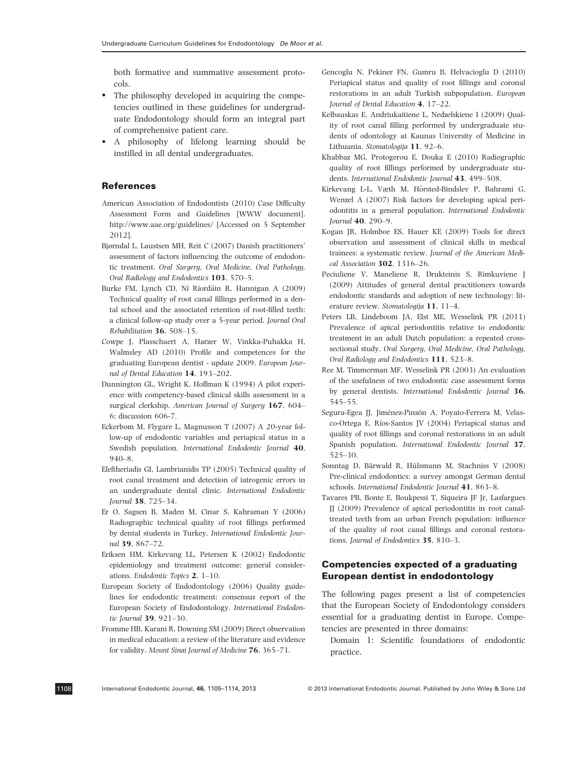both formative and summative assessment protocols.

- The philosophy developed in acquiring the competencies outlined in these guidelines for undergraduate Endodontology should form an integral part of comprehensive patient care.
- A philosophy of lifelong learning should be instilled in all dental undergraduates.

## References

American Association of Endodontists (2010) Case Difficulty Assessment Form and Guidelines [WWW document]. http://www.aae.org/guidelines/ [Accessed on 5 September 2012].

Bjørndal L, Laustsen MH, Reit C (2007) Danish practitioners' assessment of factors influencing the outcome of endodontic treatment. *Oral Surgery, Oral Medicine, Oral Pathology, Oral Radiology and Endodontics* **103**, 570–5.

Burke FM, Lynch CD, Ní Ríordáin R, Hannigan A (2009) Technical quality of root canal fillings performed in a dental school and the associated retention of root-filled teeth: a clinical follow-up study over a 5-year period. *Journal Oral Rehabilitation* **36**, 508–15.

Cowpe J, Plasschaert A, Harzer W, Vinkka-Puhakka H, Walmsley AD (2010) Profile and competences for the graduating European dentist - update 2009. *European Journal of Dental Education* **14**, 193–202.

Dunnington GL, Wright K, Hoffman K (1994) A pilot experience with competency-based clinical skills assessment in a surgical clerkship. *American Journal of Surgery* **167**, 604–6; discussion 606-7.

Eckerbom M, Flygare L, Magnusson T (2007) A 20-year follow-up of endodontic variables and periapical status in a Swedish population. *International Endodontic Journal* **40**, 940–8.

Eleftheriadis GI, Lambrianidis TP (2005) Technical quality of root canal treatment and detection of iatrogenic errors in an undergraduate dental clinic. *International Endodontic Journal* **38**, 725–34.

Er O, Sagsen B, Maden M, Cinar S, Kahraman Y (2006) Radiographic technical quality of root fillings performed by dental students in Turkey. *International Endodontic Journal* **39**, 867–72.

Eriksen HM, Kirkevang LL, Petersen K (2002) Endodontic epidemiology and treatment outcome: general considerations. *Endodontic Topics* **2**, 1–10.

European Society of Endodontology (2006) Quality guidelines for endodontic treatment: consensus report of the European Society of Endodontology. *International Endodontic Journal* **39**, 921–30.

Fromme HB, Karani R, Downing SM (2009) Direct observation in medical education: a review of the literature and evidence for validity. *Mount Sinai Journal of Medicine* **76**, 365–71.

Gencoglu N, Pekiner FN, Gumru B, Helvacioglu D (2010) Periapical status and quality of root fillings and coronal restorations in an adult Turkish subpopulation. *European Journal of Dental Education* **4**, 17–22.

Kelbauskas E, Andriukaitiene L, Nedzelskiene I (2009) Quality of root canal filling performed by undergraduate students of odontology at Kaunas University of Medicine in Lithuania. *Stomatologija* **11**, 92–6.

Khabbaz MG, Protogerou E, Douka E (2010) Radiographic quality of root fillings performed by undergraduate students. *International Endodontic Journal* **43**, 499–508.

Kirkevang L-L, Væth M, Hörsted-Bindslev P, Bahrami G, Wenzel A (2007) Risk factors for developing apical periodontitis in a general population. *International Endodontic Journal* **40**, 290–9.

Kogan JR, Holmboe ES, Hauer KE (2009) Tools for direct observation and assessment of clinical skills in medical trainees: a systematic review. *Journal of the American Medical Association* **302**, 1316–26.

Peciuliene V, Maneliene R, Drukteinis S, Rimkuviene J (2009) Attitudes of general dental practitioners towards endodontic standards and adoption of new technology: literature review. *Stomatologija* **11**, 11–4.

Peters LB, Lindeboom JA, Elst ME, Wesselink PR (2011) Prevalence of apical periodontitis relative to endodontic treatment in an adult Dutch population: a repeated cross-sectional study. *Oral Surgery, Oral Medicine, Oral Pathology, Oral Radiology and Endodontics* **111**, 523–8.

Ree M, Timmerman MF, Wesselink PR (2003) An evaluation of the usefulness of two endodontic case assessment forms by general dentists. *International Endodontic Journal* **36**, 545–55.

Segura-Egea JJ, Jiménez-Pinzón A, Poyato-Ferrera M, Velasco-Ortega E, Ríos-Santos JV (2004) Periapical status and quality of root fillings and coronal restorations in an adult Spanish population. *International Endodontic Journal* **37**, 525–30.

Sonntag D, Bärwald R, Hülsmann M, Stachniss V (2008) Pre-clinical endodontics: a survey amongst German dental schools. *International Endodontic Journal* **41**, 863–8.

Tavares PB, Bonte E, Boukpessi T, Siqueira JF Jr, Lasfargues JJ (2009) Prevalence of apical periodontitis in root canal-treated teeth from an urban French population: influence of the quality of root canal fillings and coronal restorations. *Journal of Endodontics* **35**, 810–3.

## Competencies expected of a graduating European dentist in endodontology

The following pages present a list of competencies that the European Society of Endodontology considers essential for a graduating dentist in Europe. Competencies are presented in three domains:

Domain 1: Scientific foundations of endodontic practice.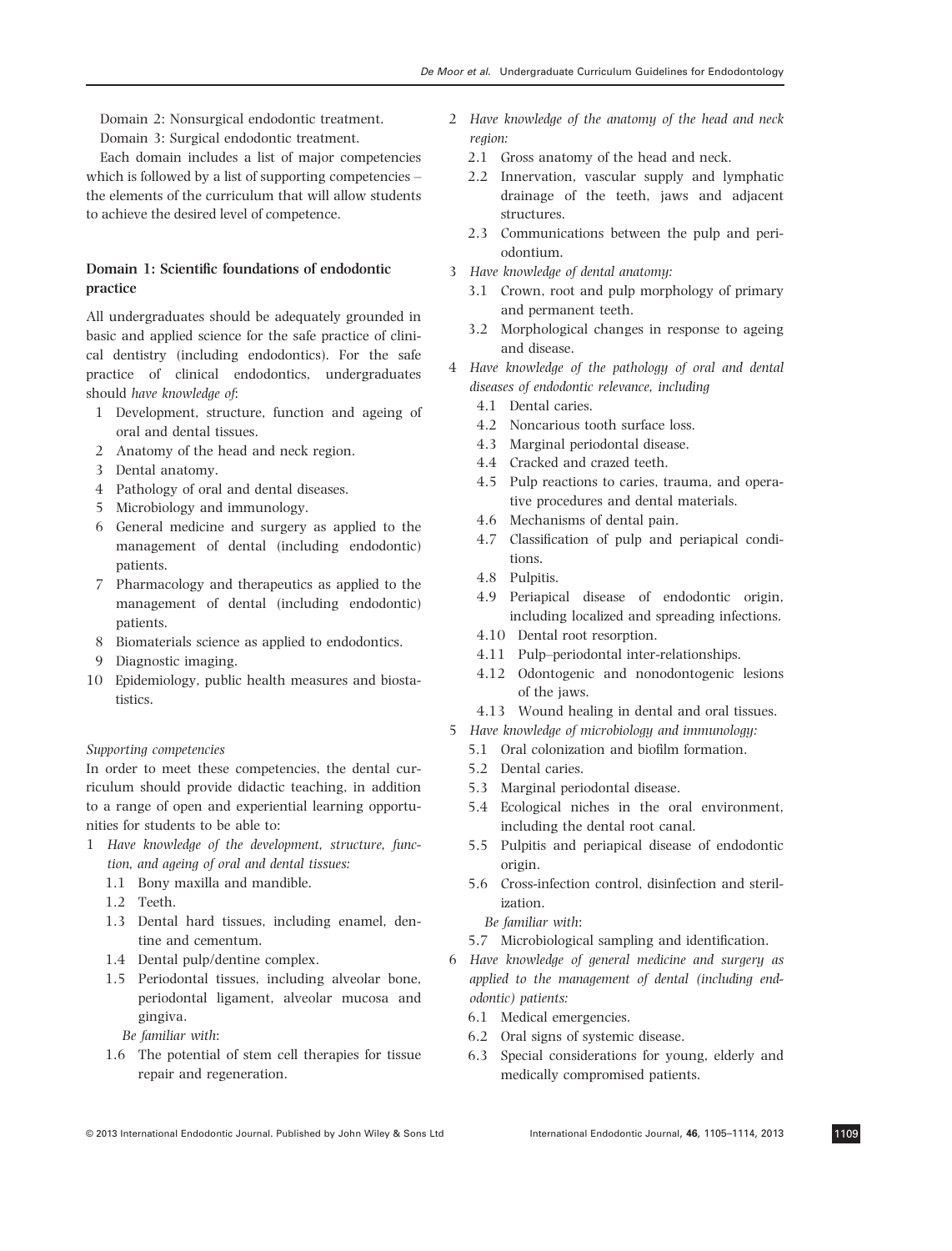Domain 2: Nonsurgical endodontic treatment.

Domain 3: Surgical endodontic treatment.

Each domain includes a list of major competencies which is followed by a list of supporting competencies – the elements of the curriculum that will allow students to achieve the desired level of competence.

## Domain 1: Scientific foundations of endodontic practice

All undergraduates should be adequately grounded in basic and applied science for the safe practice of clinical dentistry (including endodontics). For the safe practice of clinical endodontics, undergraduates should *have knowledge of*:

1. Development, structure, function and ageing of oral and dental tissues.
2. Anatomy of the head and neck region.
3. Dental anatomy.
4. Pathology of oral and dental diseases.
5. Microbiology and immunology.
6. General medicine and surgery as applied to the management of dental (including endodontic) patients.
7. Pharmacology and therapeutics as applied to the management of dental (including endodontic) patients.
8. Biomaterials science as applied to endodontics.
9. Diagnostic imaging.
10. Epidemiology, public health measures and biostatistics.

*Supporting competencies*

In order to meet these competencies, the dental curriculum should provide didactic teaching, in addition to a range of open and experiential learning opportunities for students to be able to:

1. *Have knowledge of the development, structure, function, and ageing of oral and dental tissues:*
   - 1.1 Bony maxilla and mandible.
   - 1.2 Teeth.
   - 1.3 Dental hard tissues, including enamel, dentine and cementum.
   - 1.4 Dental pulp/dentine complex.
   - 1.5 Periodontal tissues, including alveolar bone, periodontal ligament, alveolar mucosa and gingiva.

   *Be familiar with*:
   - 1.6 The potential of stem cell therapies for tissue repair and regeneration.
2. *Have knowledge of the anatomy of the head and neck region:*
   - 2.1 Gross anatomy of the head and neck.
   - 2.2 Innervation, vascular supply and lymphatic drainage of the teeth, jaws and adjacent structures.
   - 2.3 Communications between the pulp and periodontium.
3. *Have knowledge of dental anatomy:*
   - 3.1 Crown, root and pulp morphology of primary and permanent teeth.
   - 3.2 Morphological changes in response to ageing and disease.
4. *Have knowledge of the pathology of oral and dental diseases of endodontic relevance, including*
   - 4.1 Dental caries.
   - 4.2 Noncarious tooth surface loss.
   - 4.3 Marginal periodontal disease.
   - 4.4 Cracked and crazed teeth.
   - 4.5 Pulp reactions to caries, trauma, and operative procedures and dental materials.
   - 4.6 Mechanisms of dental pain.
   - 4.7 Classification of pulp and periapical conditions.
   - 4.8 Pulpitis.
   - 4.9 Periapical disease of endodontic origin, including localized and spreading infections.
   - 4.10 Dental root resorption.
   - 4.11 Pulp–periodontal inter-relationships.
   - 4.12 Odontogenic and nonodontogenic lesions of the jaws.
   - 4.13 Wound healing in dental and oral tissues.
5. *Have knowledge of microbiology and immunology:*
   - 5.1 Oral colonization and biofilm formation.
   - 5.2 Dental caries.
   - 5.3 Marginal periodontal disease.
   - 5.4 Ecological niches in the oral environment, including the dental root canal.
   - 5.5 Pulpitis and periapical disease of endodontic origin.
   - 5.6 Cross-infection control, disinfection and sterilization.

   *Be familiar with*:
   - 5.7 Microbiological sampling and identification.
6. *Have knowledge of general medicine and surgery as applied to the management of dental (including endodontic) patients:*
   - 6.1 Medical emergencies.
   - 6.2 Oral signs of systemic disease.
   - 6.3 Special considerations for young, elderly and medically compromised patients.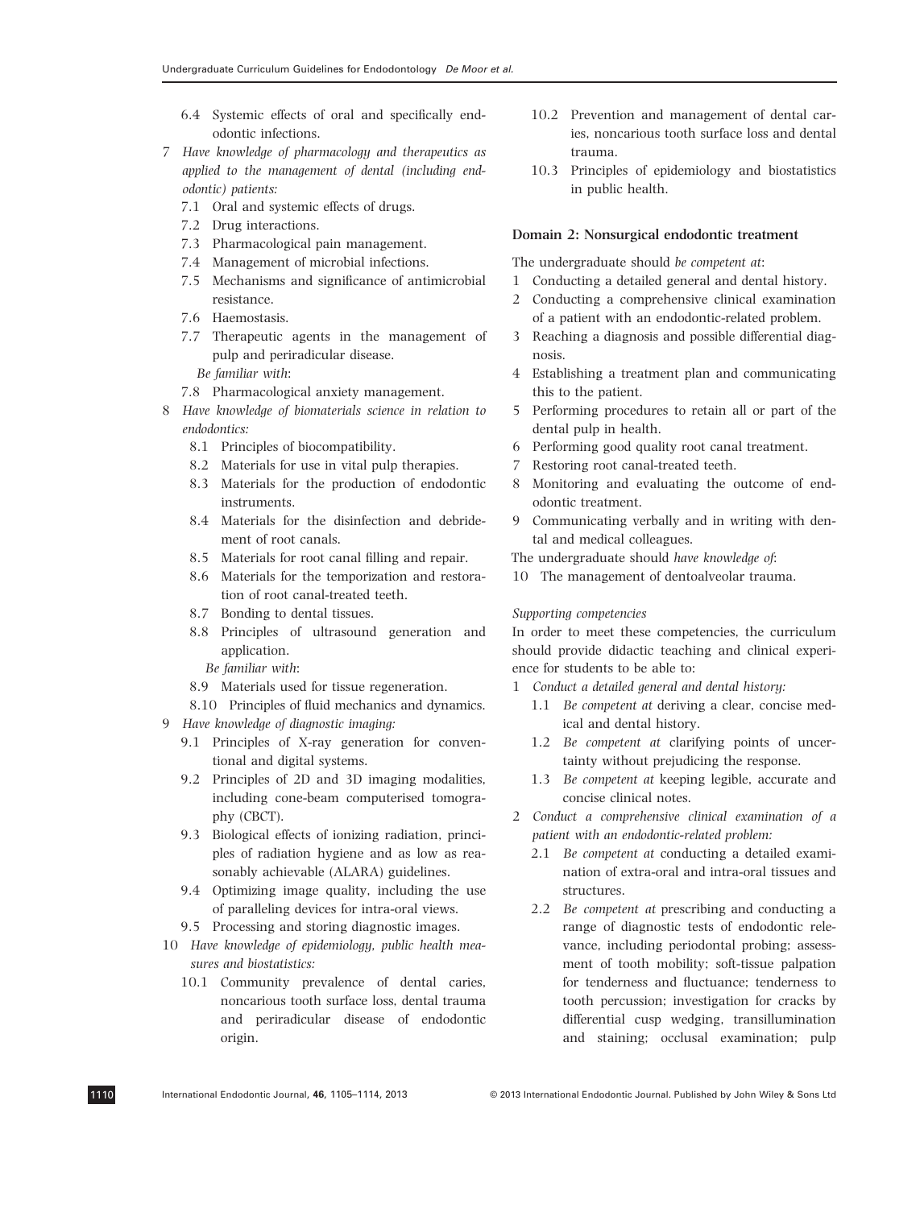6.4 Systemic effects of oral and specifically endodontic infections.

7 *Have knowledge of pharmacology and therapeutics as applied to the management of dental (including endodontic) patients:*
   - 7.1 Oral and systemic effects of drugs.
   - 7.2 Drug interactions.
   - 7.3 Pharmacological pain management.
   - 7.4 Management of microbial infections.
   - 7.5 Mechanisms and significance of antimicrobial resistance.
   - 7.6 Haemostasis.
   - 7.7 Therapeutic agents in the management of pulp and periradicular disease.

   *Be familiar with*:
   - 7.8 Pharmacological anxiety management.

8 *Have knowledge of biomaterials science in relation to endodontics:*
   - 8.1 Principles of biocompatibility.
   - 8.2 Materials for use in vital pulp therapies.
   - 8.3 Materials for the production of endodontic instruments.
   - 8.4 Materials for the disinfection and debridement of root canals.
   - 8.5 Materials for root canal filling and repair.
   - 8.6 Materials for the temporization and restoration of root canal-treated teeth.
   - 8.7 Bonding to dental tissues.
   - 8.8 Principles of ultrasound generation and application.

   *Be familiar with*:
   - 8.9 Materials used for tissue regeneration.
   - 8.10 Principles of fluid mechanics and dynamics.

9 *Have knowledge of diagnostic imaging:*
   - 9.1 Principles of X-ray generation for conventional and digital systems.
   - 9.2 Principles of 2D and 3D imaging modalities, including cone-beam computerised tomography (CBCT).
   - 9.3 Biological effects of ionizing radiation, principles of radiation hygiene and as low as reasonably achievable (ALARA) guidelines.
   - 9.4 Optimizing image quality, including the use of paralleling devices for intra-oral views.
   - 9.5 Processing and storing diagnostic images.

10 *Have knowledge of epidemiology, public health measures and biostatistics:*
   - 10.1 Community prevalence of dental caries, noncarious tooth surface loss, dental trauma and periradicular disease of endodontic origin.
   - 10.2 Prevention and management of dental caries, noncarious tooth surface loss and dental trauma.
   - 10.3 Principles of epidemiology and biostatistics in public health.

### Domain 2: Nonsurgical endodontic treatment

The undergraduate should *be competent at*:

1 Conducting a detailed general and dental history.
2 Conducting a comprehensive clinical examination of a patient with an endodontic-related problem.
3 Reaching a diagnosis and possible differential diagnosis.
4 Establishing a treatment plan and communicating this to the patient.
5 Performing procedures to retain all or part of the dental pulp in health.
6 Performing good quality root canal treatment.
7 Restoring root canal-treated teeth.
8 Monitoring and evaluating the outcome of endodontic treatment.
9 Communicating verbally and in writing with dental and medical colleagues.

The undergraduate should *have knowledge of*:

10 The management of dentoalveolar trauma.

*Supporting competencies*

In order to meet these competencies, the curriculum should provide didactic teaching and clinical experience for students to be able to:

1 *Conduct a detailed general and dental history:*
   - 1.1 *Be competent at* deriving a clear, concise medical and dental history.
   - 1.2 *Be competent at* clarifying points of uncertainty without prejudicing the response.
   - 1.3 *Be competent at* keeping legible, accurate and concise clinical notes.

2 *Conduct a comprehensive clinical examination of a patient with an endodontic-related problem:*
   - 2.1 *Be competent at* conducting a detailed examination of extra-oral and intra-oral tissues and structures.
   - 2.2 *Be competent at* prescribing and conducting a range of diagnostic tests of endodontic relevance, including periodontal probing; assessment of tooth mobility; soft-tissue palpation for tenderness and fluctuance; tenderness to tooth percussion; investigation for cracks by differential cusp wedging, transillumination and staining; occlusal examination; pulp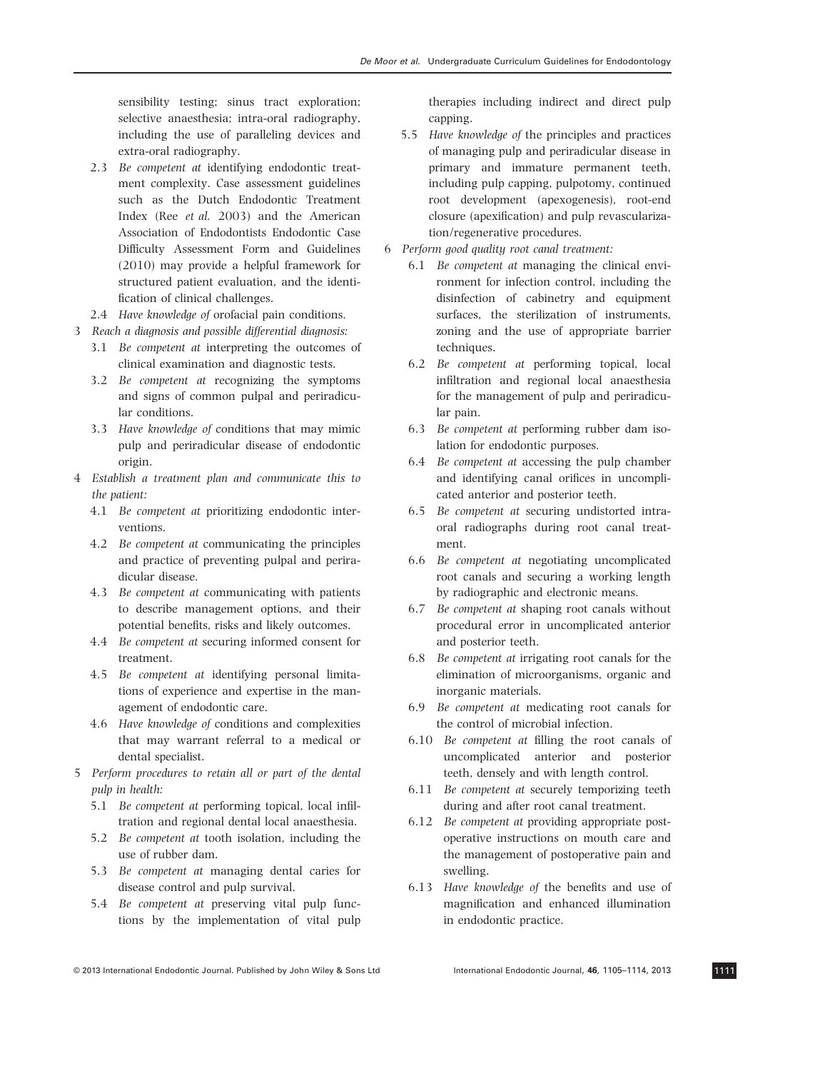sensibility testing; sinus tract exploration; selective anaesthesia; intra-oral radiography, including the use of paralleling devices and extra-oral radiography.

   2.3 *Be competent at* identifying endodontic treatment complexity. Case assessment guidelines such as the Dutch Endodontic Treatment Index (Ree *et al.* 2003) and the American Association of Endodontists Endodontic Case Difficulty Assessment Form and Guidelines (2010) may provide a helpful framework for structured patient evaluation, and the identification of clinical challenges.

   2.4 *Have knowledge of* orofacial pain conditions.

3 *Reach a diagnosis and possible differential diagnosis:*

   3.1 *Be competent at* interpreting the outcomes of clinical examination and diagnostic tests.

   3.2 *Be competent at* recognizing the symptoms and signs of common pulpal and periradicular conditions.

   3.3 *Have knowledge of* conditions that may mimic pulp and periradicular disease of endodontic origin.

4 *Establish a treatment plan and communicate this to the patient:*

   4.1 *Be competent at* prioritizing endodontic interventions.

   4.2 *Be competent at* communicating the principles and practice of preventing pulpal and periradicular disease.

   4.3 *Be competent at* communicating with patients to describe management options, and their potential benefits, risks and likely outcomes.

   4.4 *Be competent at* securing informed consent for treatment.

   4.5 *Be competent at* identifying personal limitations of experience and expertise in the management of endodontic care.

   4.6 *Have knowledge of* conditions and complexities that may warrant referral to a medical or dental specialist.

5 *Perform procedures to retain all or part of the dental pulp in health:*

   5.1 *Be competent at* performing topical, local infiltration and regional dental local anaesthesia.

   5.2 *Be competent at* tooth isolation, including the use of rubber dam.

   5.3 *Be competent at* managing dental caries for disease control and pulp survival.

   5.4 *Be competent at* preserving vital pulp functions by the implementation of vital pulp therapies including indirect and direct pulp capping.

   5.5 *Have knowledge of* the principles and practices of managing pulp and periradicular disease in primary and immature permanent teeth, including pulp capping, pulpotomy, continued root development (apexogenesis), root-end closure (apexification) and pulp revascularization/regenerative procedures.

6 *Perform good quality root canal treatment:*

   6.1 *Be competent at* managing the clinical environment for infection control, including the disinfection of cabinetry and equipment surfaces, the sterilization of instruments, zoning and the use of appropriate barrier techniques.

   6.2 *Be competent at* performing topical, local infiltration and regional local anaesthesia for the management of pulp and periradicular pain.

   6.3 *Be competent at* performing rubber dam isolation for endodontic purposes.

   6.4 *Be competent at* accessing the pulp chamber and identifying canal orifices in uncomplicated anterior and posterior teeth.

   6.5 *Be competent at* securing undistorted intra-oral radiographs during root canal treatment.

   6.6 *Be competent at* negotiating uncomplicated root canals and securing a working length by radiographic and electronic means.

   6.7 *Be competent at* shaping root canals without procedural error in uncomplicated anterior and posterior teeth.

   6.8 *Be competent at* irrigating root canals for the elimination of microorganisms, organic and inorganic materials.

   6.9 *Be competent at* medicating root canals for the control of microbial infection.

   6.10 *Be competent at* filling the root canals of uncomplicated anterior and posterior teeth, densely and with length control.

   6.11 *Be competent at* securely temporizing teeth during and after root canal treatment.

   6.12 *Be competent at* providing appropriate postoperative instructions on mouth care and the management of postoperative pain and swelling.

   6.13 *Have knowledge of* the benefits and use of magnification and enhanced illumination in endodontic practice.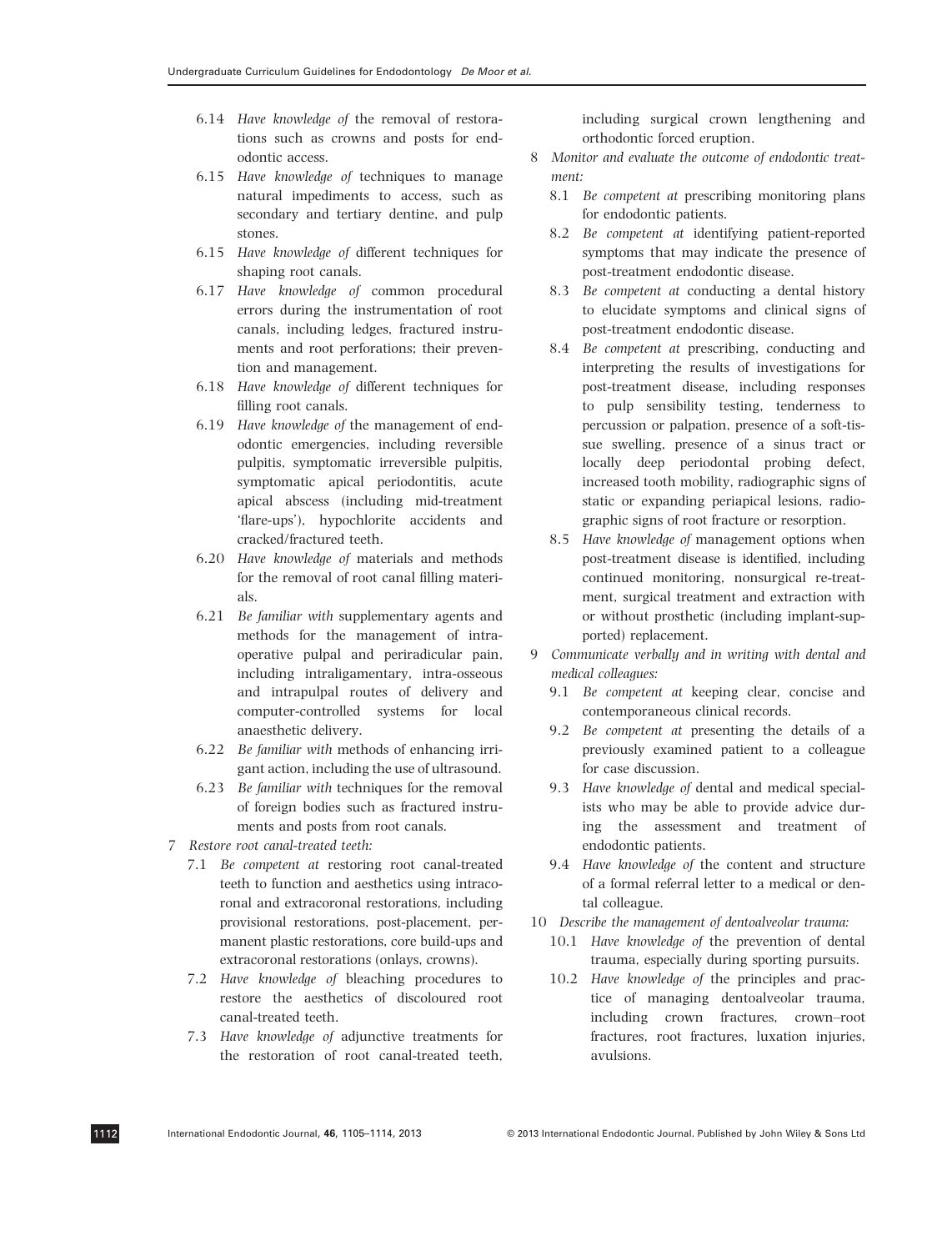6.14 *Have knowledge of* the removal of restorations such as crowns and posts for endodontic access.

6.15 *Have knowledge of* techniques to manage natural impediments to access, such as secondary and tertiary dentine, and pulp stones.

6.15 *Have knowledge of* different techniques for shaping root canals.

6.17 *Have knowledge of* common procedural errors during the instrumentation of root canals, including ledges, fractured instruments and root perforations; their prevention and management.

6.18 *Have knowledge of* different techniques for filling root canals.

6.19 *Have knowledge of* the management of endodontic emergencies, including reversible pulpitis, symptomatic irreversible pulpitis, symptomatic apical periodontitis, acute apical abscess (including mid-treatment 'flare-ups'), hypochlorite accidents and cracked/fractured teeth.

6.20 *Have knowledge of* materials and methods for the removal of root canal filling materials.

6.21 *Be familiar with* supplementary agents and methods for the management of intraoperative pulpal and periradicular pain, including intraligamentary, intra-osseous and intrapulpal routes of delivery and computer-controlled systems for local anaesthetic delivery.

6.22 *Be familiar with* methods of enhancing irrigant action, including the use of ultrasound.

6.23 *Be familiar with* techniques for the removal of foreign bodies such as fractured instruments and posts from root canals.

7 *Restore root canal-treated teeth:*

7.1 *Be competent at* restoring root canal-treated teeth to function and aesthetics using intracoronal and extracoronal restorations, including provisional restorations, post-placement, permanent plastic restorations, core build-ups and extracoronal restorations (onlays, crowns).

7.2 *Have knowledge of* bleaching procedures to restore the aesthetics of discoloured root canal-treated teeth.

7.3 *Have knowledge of* adjunctive treatments for the restoration of root canal-treated teeth, including surgical crown lengthening and orthodontic forced eruption.

8 *Monitor and evaluate the outcome of endodontic treatment:*

8.1 *Be competent at* prescribing monitoring plans for endodontic patients.

8.2 *Be competent at* identifying patient-reported symptoms that may indicate the presence of post-treatment endodontic disease.

8.3 *Be competent at* conducting a dental history to elucidate symptoms and clinical signs of post-treatment endodontic disease.

8.4 *Be competent at* prescribing, conducting and interpreting the results of investigations for post-treatment disease, including responses to pulp sensibility testing, tenderness to percussion or palpation, presence of a soft-tissue swelling, presence of a sinus tract or locally deep periodontal probing defect, increased tooth mobility, radiographic signs of static or expanding periapical lesions, radiographic signs of root fracture or resorption.

8.5 *Have knowledge of* management options when post-treatment disease is identified, including continued monitoring, nonsurgical re-treatment, surgical treatment and extraction with or without prosthetic (including implant-supported) replacement.

9 *Communicate verbally and in writing with dental and medical colleagues:*

9.1 *Be competent at* keeping clear, concise and contemporaneous clinical records.

9.2 *Be competent at* presenting the details of a previously examined patient to a colleague for case discussion.

9.3 *Have knowledge of* dental and medical specialists who may be able to provide advice during the assessment and treatment of endodontic patients.

9.4 *Have knowledge of* the content and structure of a formal referral letter to a medical or dental colleague.

10 *Describe the management of dentoalveolar trauma:*

10.1 *Have knowledge of* the prevention of dental trauma, especially during sporting pursuits.

10.2 *Have knowledge of* the principles and practice of managing dentoalveolar trauma, including crown fractures, crown–root fractures, root fractures, luxation injuries, avulsions.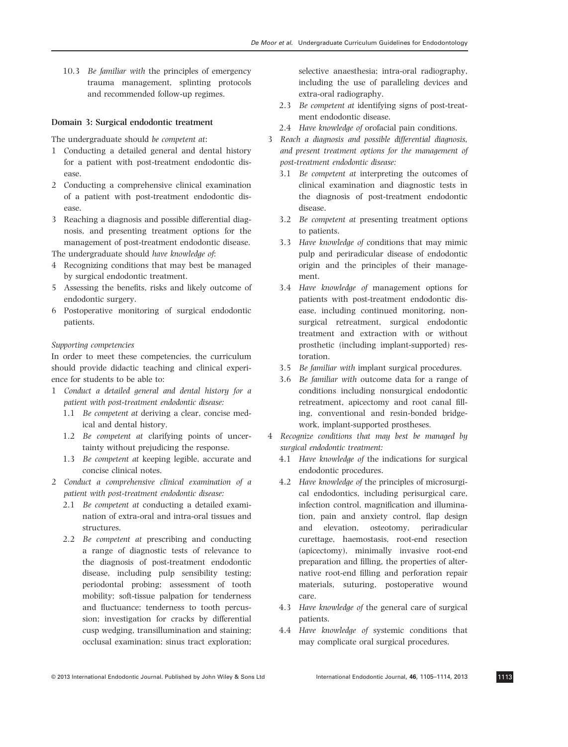10.3 *Be familiar with* the principles of emergency trauma management, splinting protocols and recommended follow-up regimes.

### Domain 3: Surgical endodontic treatment

The undergraduate should *be competent at*:

1 Conducting a detailed general and dental history for a patient with post-treatment endodontic disease.
2 Conducting a comprehensive clinical examination of a patient with post-treatment endodontic disease.
3 Reaching a diagnosis and possible differential diagnosis, and presenting treatment options for the management of post-treatment endodontic disease.

The undergraduate should *have knowledge of*:

4 Recognizing conditions that may best be managed by surgical endodontic treatment.
5 Assessing the benefits, risks and likely outcome of endodontic surgery.
6 Postoperative monitoring of surgical endodontic patients.

*Supporting competencies*

In order to meet these competencies, the curriculum should provide didactic teaching and clinical experience for students to be able to:

1 *Conduct a detailed general and dental history for a patient with post-treatment endodontic disease:*
   1.1 *Be competent at* deriving a clear, concise medical and dental history.
   1.2 *Be competent at* clarifying points of uncertainty without prejudicing the response.
   1.3 *Be competent at* keeping legible, accurate and concise clinical notes.
2 *Conduct a comprehensive clinical examination of a patient with post-treatment endodontic disease:*
   2.1 *Be competent at* conducting a detailed examination of extra-oral and intra-oral tissues and structures.
   2.2 *Be competent at* prescribing and conducting a range of diagnostic tests of relevance to the diagnosis of post-treatment endodontic disease, including pulp sensibility testing; periodontal probing; assessment of tooth mobility; soft-tissue palpation for tenderness and fluctuance; tenderness to tooth percussion; investigation for cracks by differential cusp wedging, transillumination and staining; occlusal examination; sinus tract exploration; selective anaesthesia; intra-oral radiography, including the use of paralleling devices and extra-oral radiography.
   2.3 *Be competent at* identifying signs of post-treatment endodontic disease.
   2.4 *Have knowledge of* orofacial pain conditions.
3 *Reach a diagnosis and possible differential diagnosis, and present treatment options for the management of post-treatment endodontic disease:*
   3.1 *Be competent at* interpreting the outcomes of clinical examination and diagnostic tests in the diagnosis of post-treatment endodontic disease.
   3.2 *Be competent at* presenting treatment options to patients.
   3.3 *Have knowledge of* conditions that may mimic pulp and periradicular disease of endodontic origin and the principles of their management.
   3.4 *Have knowledge of* management options for patients with post-treatment endodontic disease, including continued monitoring, nonsurgical retreatment, surgical endodontic treatment and extraction with or without prosthetic (including implant-supported) restoration.
   3.5 *Be familiar with* implant surgical procedures.
   3.6 *Be familiar with* outcome data for a range of conditions including nonsurgical endodontic retreatment, apicectomy and root canal filling, conventional and resin-bonded bridgework, implant-supported prostheses.
4 *Recognize conditions that may best be managed by surgical endodontic treatment:*
   4.1 *Have knowledge of* the indications for surgical endodontic procedures.
   4.2 *Have knowledge of* the principles of microsurgical endodontics, including perisurgical care, infection control, magnification and illumination, pain and anxiety control, flap design and elevation, osteotomy, periradicular curettage, haemostasis, root-end resection (apicectomy), minimally invasive root-end preparation and filling, the properties of alternative root-end filling and perforation repair materials, suturing, postoperative wound care.
   4.3 *Have knowledge of* the general care of surgical patients.
   4.4 *Have knowledge of* systemic conditions that may complicate oral surgical procedures.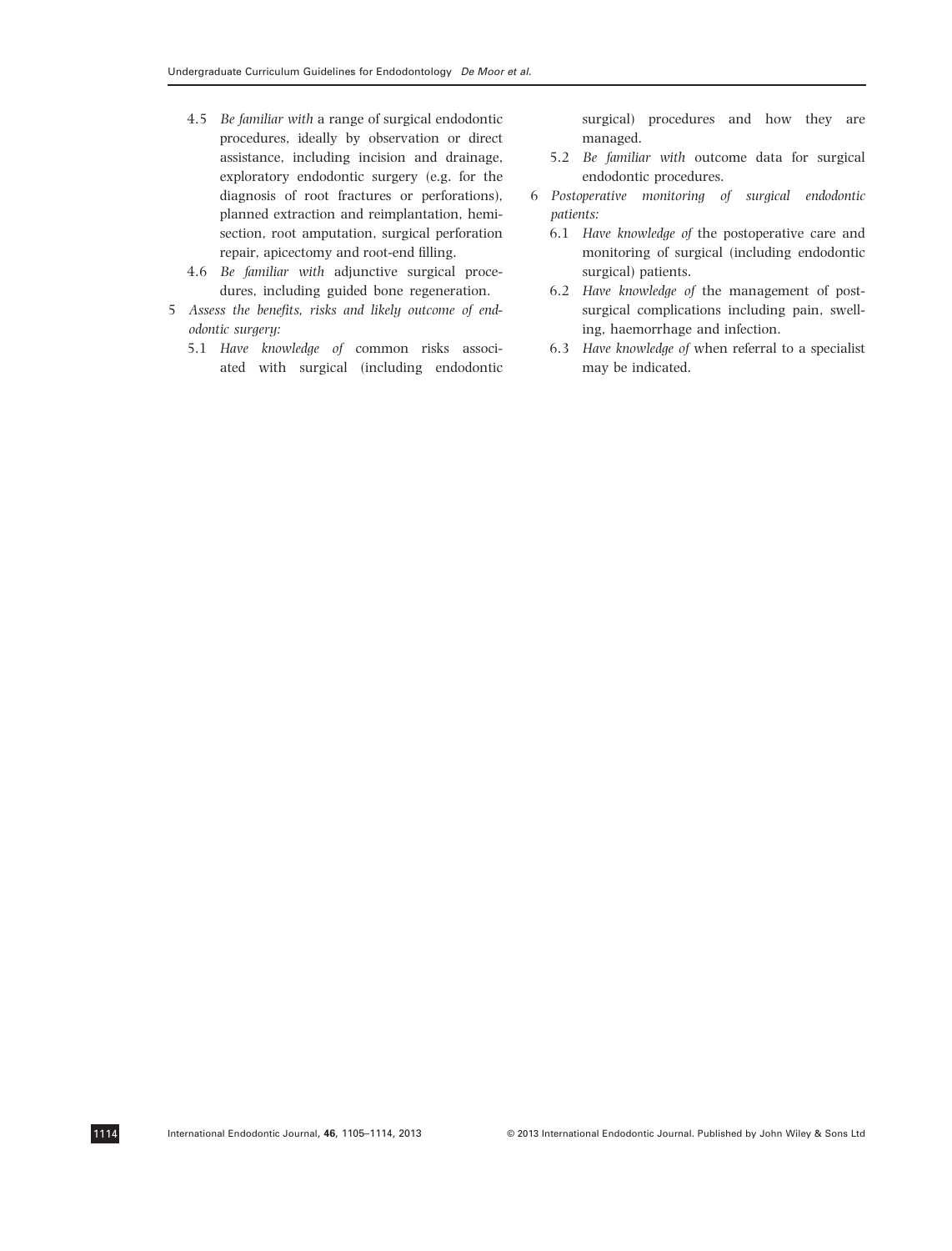4.5 *Be familiar with* a range of surgical endodontic procedures, ideally by observation or direct assistance, including incision and drainage, exploratory endodontic surgery (e.g. for the diagnosis of root fractures or perforations), planned extraction and reimplantation, hemisection, root amputation, surgical perforation repair, apicectomy and root-end filling.

4.6 *Be familiar with* adjunctive surgical procedures, including guided bone regeneration.

5 *Assess the benefits, risks and likely outcome of endodontic surgery:*

5.1 *Have knowledge of* common risks associated with surgical (including endodontic surgical) procedures and how they are managed.

5.2 *Be familiar with* outcome data for surgical endodontic procedures.

6 *Postoperative monitoring of surgical endodontic patients:*

6.1 *Have knowledge of* the postoperative care and monitoring of surgical (including endodontic surgical) patients.

6.2 *Have knowledge of* the management of post-surgical complications including pain, swelling, haemorrhage and infection.

6.3 *Have knowledge of* when referral to a specialist may be indicated.